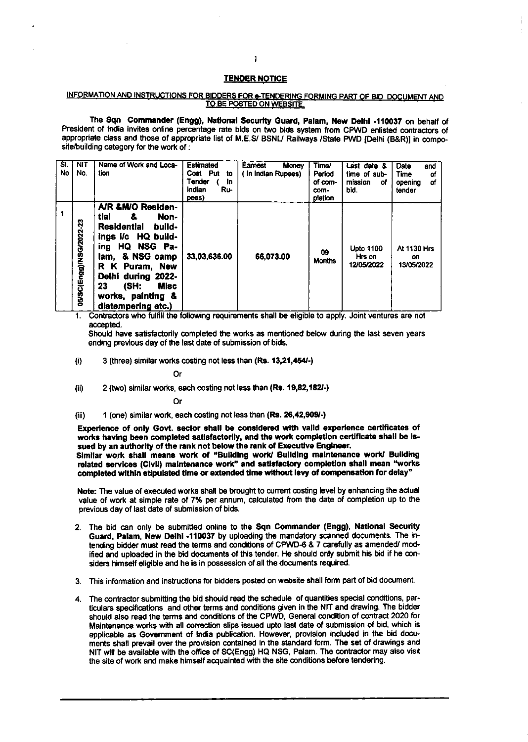## TENDER NOTICE

### INFORMATION AND INSTRUCTIONS FOR BIDDERS FOR e-TENDERING FORMING PART OF BID DOCUMENT AND TO BE POSTED ON WEBSITE.

The **Sqn Commander (Engg), National Security Guard, Palam, New Delhi -110037** on behalf of President of India invites online percentage rate bids on two bids system from CPWD enlisted contractors of appropriate class and those of appropriate list of M.E.S/ BSNL/ Railways /State PWD [Delhi (B&R)] in composite/building category for the work of :

| Sl. No | NIT No. | Name of Work and Location | Estimated Cost Put to Tender ( In Indian Rupees) | Earnest Money ( In Indian Rupees) | Time/ Period of completion | Last date & time of submission of bid. | Date and Time of opening of tender |
|---|---|---|---|---|---|---|---|
| 1 | 05/SC(Engg)/NSG/2022-23 | **A/R &M/O Residential & Non-Residential buildings i/c HQ building HQ NSG Palam, & NSG camp R K Puram, New Delhi during 2022-23 (SH: Misc works, painting & distempering etc.)** | 33,03,636.00 | 66,073.00 | 09 Months | Upto 1100 Hrs on 12/05/2022 | At 1130 Hrs on 13/05/2022 |

1. Contractors who fulfill the following requirements shall be eligible to apply. Joint ventures are not accepted.

   Should have satisfactorily completed the works as mentioned below during the last seven years ending previous day of the last date of submission of bids.

   (i) 3 (three) similar works costing not less than **(Rs. 13,21,454/-)**

   Or

   (ii) 2 (two) similar works, each costing not less than **(Rs. 19,82,182/-)**

   Or

   (iii) 1 (one) similar work, each costing not less than **(Rs. 26,42,909/-)**

   **Experience of only Govt. sector shall be considered with valid experience certificates of works having been completed satisfactorily, and the work completion certificate shall be issued by an authority of the rank not below the rank of Executive Engineer.**
   **Similar work shall means work of "Building work/ Building maintenance work/ Building related services (Civil) maintenance work" and satisfactory completion shall mean "works completed within stipulated time or extended time without levy of compensation for delay"**

   **Note:** The value of executed works shall be brought to current costing level by enhancing the actual value of work at simple rate of 7% per annum, calculated from the date of completion up to the previous day of last date of submission of bids.

2. The bid can only be submitted online to the **Sqn Commander (Engg), National Security Guard, Palam, New Delhi -110037** by uploading the mandatory scanned documents. The intending bidder must read the terms and conditions of CPWD-6 & 7 carefully as amended/ modified and uploaded in the bid documents of this tender. He should only submit his bid if he considers himself eligible and he is in possession of all the documents required.

3. This information and instructions for bidders posted on website shall form part of bid document.

4. The contractor submitting the bid should read the schedule of quantities special conditions, particulars specifications and other terms and conditions given in the NIT and drawing. The bidder should also read the terms and conditions of the CPWD, General condition of contract 2020 for Maintenance works with all correction slips issued upto last date of submission of bid, which is applicable as Government of India publication. However, provision included in the bid documents shall prevail over the provision contained in the standard form. The set of drawings and NIT will be available with the office of SC(Engg) HQ NSG, Palam. The contractor may also visit the site of work and make himself acquainted with the site conditions before tendering.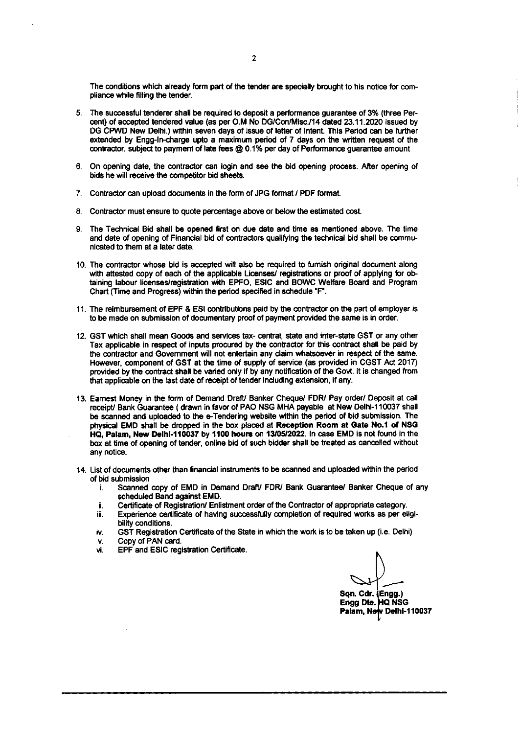The conditions which already form part of the tender are specially brought to his notice for compliance while filling the tender.

5. The successful tenderer shall be required to deposit a performance guarantee of 3% (three Percent) of accepted tendered value (as per O.M No DG/Con/Misc./14 dated 23.11.2020 issued by DG CPWD New Delhi.) within seven days of issue of letter of Intent. This Period can be further extended by Engg-In-charge upto a maximum period of 7 days on the written request of the contractor, subject to payment of late fees @ 0.1% per day of Performance guarantee amount

6. On opening date, the contractor can login and see the bid opening process. After opening of bids he will receive the competitor bid sheets.

7. Contractor can upload documents in the form of JPG format / PDF format.

8. Contractor must ensure to quote percentage above or below the estimated cost.

9. The Technical Bid shall be opened first on due date and time as mentioned above. The time and date of opening of Financial bid of contractors qualifying the technical bid shall be communicated to them at a later date.

10. The contractor whose bid is accepted will also be required to furnish original document along with attested copy of each of the applicable Licenses/ registrations or proof of applying for obtaining labour licenses/registration with EPFO, ESIC and BOWC Welfare Board and Program Chart (Time and Progress) within the period specified in schedule "F".

11. The reimbursement of EPF & ESI contributions paid by the contractor on the part of employer is to be made on submission of documentary proof of payment provided the same is in order.

12. GST which shall mean Goods and services tax- central, state and inter-state GST or any other Tax applicable in respect of inputs procured by the contractor for this contract shall be paid by the contractor and Government will not entertain any claim whatsoever in respect of the same. However, component of GST at the time of supply of service (as provided in CGST Act 2017) provided by the contract shall be varied only if by any notification of the Govt. it is changed from that applicable on the last date of receipt of tender including extension, if any.

13. Earnest Money in the form of Demand Draft/ Banker Cheque/ FDR/ Pay order/ Deposit at call receipt/ Bank Guarantee ( drawn in favor of PAO NSG MHA payable at New Delhi-110037 shall be scanned and uploaded to the e-Tendering website within the period of bid submission. The physical EMD shall be dropped in the box placed at **Reception Room at Gate No.1 of NSG HQ, Palam, New Delhi-110037 by 1100 hours** on **13/05/2022**. In case EMD is not found in the box at time of opening of tender, online bid of such bidder shall be treated as cancelled without any notice.

14. List of documents other than financial instruments to be scanned and uploaded within the period of bid submission
    i. Scanned copy of EMD in Demand Draft/ FDR/ Bank Guarantee/ Banker Cheque of any scheduled Band against EMD.
    ii. Certificate of Registration/ Enlistment order of the Contractor of appropriate category.
    iii. Experience certificate of having successfully completion of required works as per eligibility conditions.
    iv. GST Registration Certificate of the State in which the work is to be taken up (i.e. Delhi)
    v. Copy of PAN card.
    vi. EPF and ESIC registration Certificate.

**Sqn. Cdr. (Engg.)**
**Engg Dte. HQ NSG**
**Palam, New Delhi-110037**